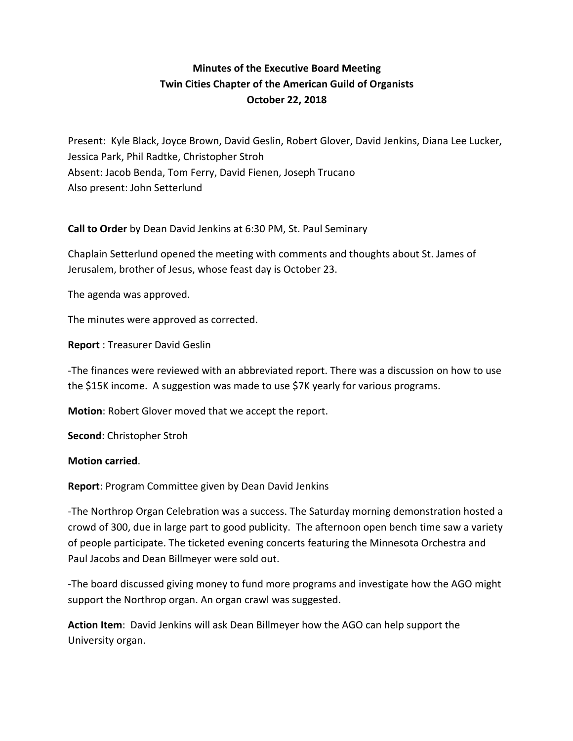**Minutes of the Executive Board Meeting**
**Twin Cities Chapter of the American Guild of Organists**
**October 22, 2018**

Present: Kyle Black, Joyce Brown, David Geslin, Robert Glover, David Jenkins, Diana Lee Lucker, Jessica Park, Phil Radtke, Christopher Stroh
Absent: Jacob Benda, Tom Ferry, David Fienen, Joseph Trucano
Also present: John Setterlund

**Call to Order** by Dean David Jenkins at 6:30 PM, St. Paul Seminary

Chaplain Setterlund opened the meeting with comments and thoughts about St. James of Jerusalem, brother of Jesus, whose feast day is October 23.

The agenda was approved.

The minutes were approved as corrected.

**Report** : Treasurer David Geslin

-The finances were reviewed with an abbreviated report. There was a discussion on how to use the $15K income. A suggestion was made to use $7K yearly for various programs.

**Motion**: Robert Glover moved that we accept the report.

**Second**: Christopher Stroh

**Motion carried**.

**Report**: Program Committee given by Dean David Jenkins

-The Northrop Organ Celebration was a success. The Saturday morning demonstration hosted a crowd of 300, due in large part to good publicity. The afternoon open bench time saw a variety of people participate. The ticketed evening concerts featuring the Minnesota Orchestra and Paul Jacobs and Dean Billmeyer were sold out.

-The board discussed giving money to fund more programs and investigate how the AGO might support the Northrop organ. An organ crawl was suggested.

**Action Item**: David Jenkins will ask Dean Billmeyer how the AGO can help support the University organ.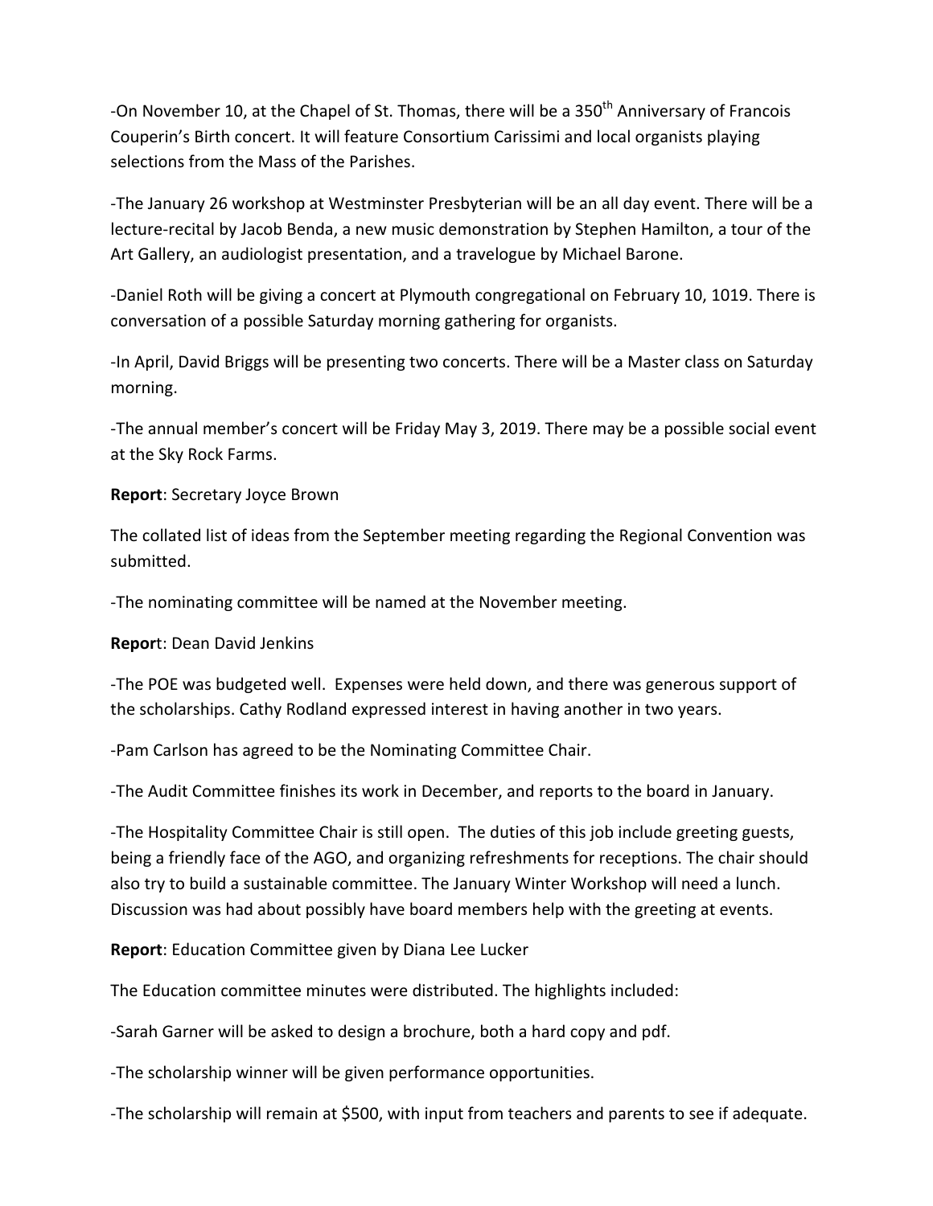-On November 10, at the Chapel of St. Thomas, there will be a 350th Anniversary of Francois Couperin's Birth concert. It will feature Consortium Carissimi and local organists playing selections from the Mass of the Parishes.

-The January 26 workshop at Westminster Presbyterian will be an all day event. There will be a lecture-recital by Jacob Benda, a new music demonstration by Stephen Hamilton, a tour of the Art Gallery, an audiologist presentation, and a travelogue by Michael Barone.

-Daniel Roth will be giving a concert at Plymouth congregational on February 10, 1019. There is conversation of a possible Saturday morning gathering for organists.

-In April, David Briggs will be presenting two concerts. There will be a Master class on Saturday morning.

-The annual member's concert will be Friday May 3, 2019. There may be a possible social event at the Sky Rock Farms.

**Report**: Secretary Joyce Brown

The collated list of ideas from the September meeting regarding the Regional Convention was submitted.

-The nominating committee will be named at the November meeting.

**Report**: Dean David Jenkins

-The POE was budgeted well. Expenses were held down, and there was generous support of the scholarships. Cathy Rodland expressed interest in having another in two years.

-Pam Carlson has agreed to be the Nominating Committee Chair.

-The Audit Committee finishes its work in December, and reports to the board in January.

-The Hospitality Committee Chair is still open. The duties of this job include greeting guests, being a friendly face of the AGO, and organizing refreshments for receptions. The chair should also try to build a sustainable committee. The January Winter Workshop will need a lunch. Discussion was had about possibly have board members help with the greeting at events.

**Report**: Education Committee given by Diana Lee Lucker

The Education committee minutes were distributed. The highlights included:

-Sarah Garner will be asked to design a brochure, both a hard copy and pdf.

-The scholarship winner will be given performance opportunities.

-The scholarship will remain at $500, with input from teachers and parents to see if adequate.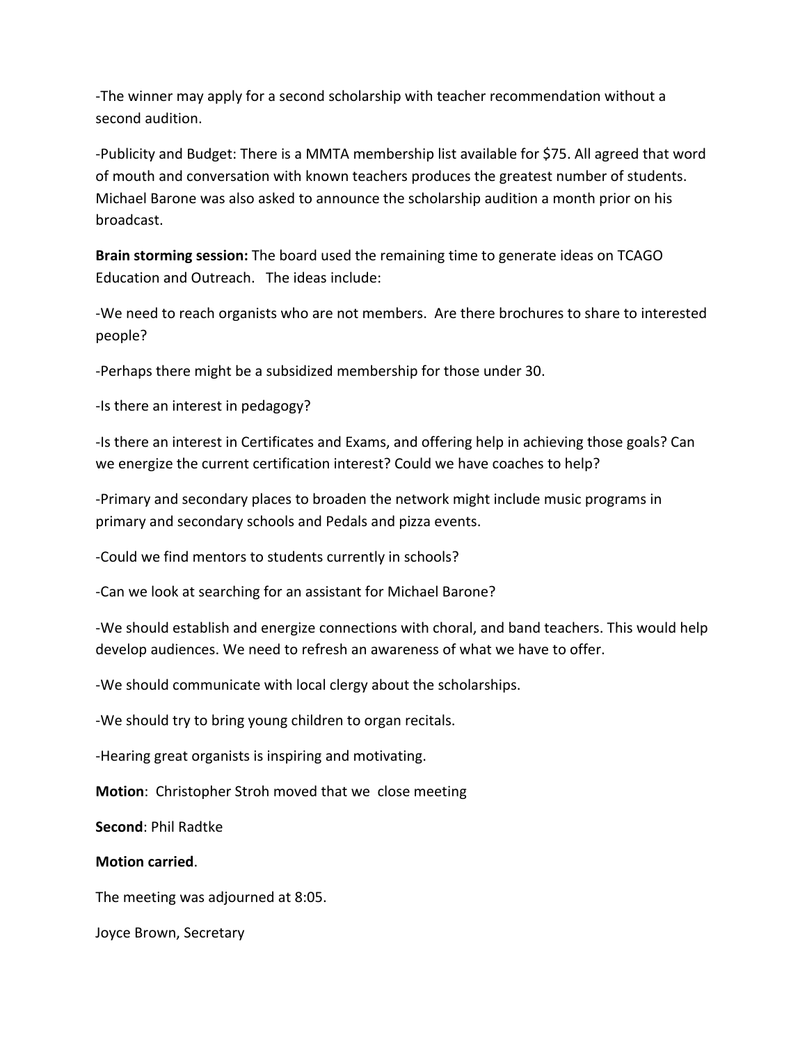-The winner may apply for a second scholarship with teacher recommendation without a second audition.

-Publicity and Budget: There is a MMTA membership list available for $75. All agreed that word of mouth and conversation with known teachers produces the greatest number of students. Michael Barone was also asked to announce the scholarship audition a month prior on his broadcast.

**Brain storming session:** The board used the remaining time to generate ideas on TCAGO Education and Outreach.   The ideas include:

-We need to reach organists who are not members.  Are there brochures to share to interested people?

-Perhaps there might be a subsidized membership for those under 30.

-Is there an interest in pedagogy?

-Is there an interest in Certificates and Exams, and offering help in achieving those goals? Can we energize the current certification interest? Could we have coaches to help?

-Primary and secondary places to broaden the network might include music programs in primary and secondary schools and Pedals and pizza events.

-Could we find mentors to students currently in schools?

-Can we look at searching for an assistant for Michael Barone?

-We should establish and energize connections with choral, and band teachers. This would help develop audiences. We need to refresh an awareness of what we have to offer.

-We should communicate with local clergy about the scholarships.

-We should try to bring young children to organ recitals.

-Hearing great organists is inspiring and motivating.

**Motion**:  Christopher Stroh moved that we  close meeting

**Second**: Phil Radtke

**Motion carried**.

The meeting was adjourned at 8:05.

Joyce Brown, Secretary